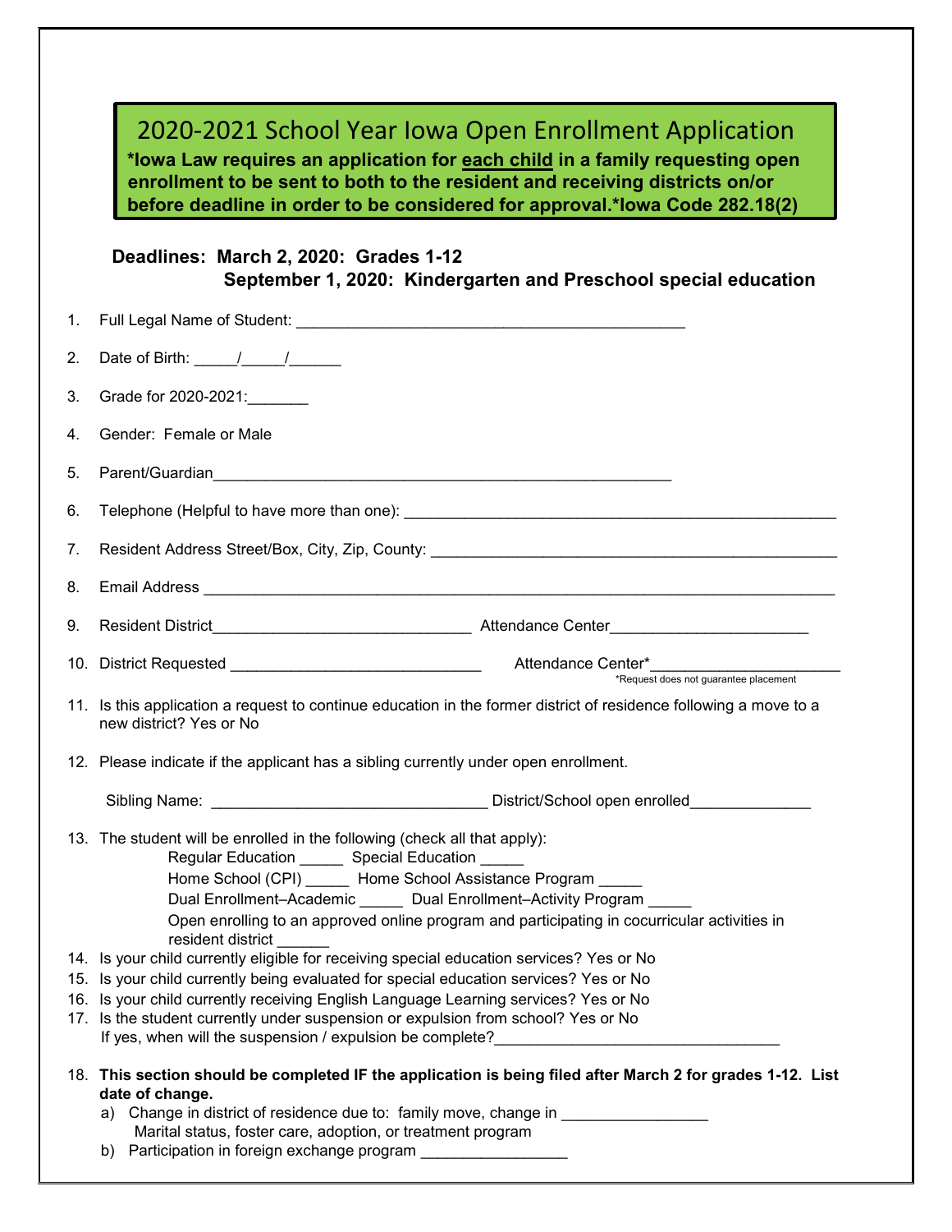# 2020-2021 School Year Iowa Open Enrollment Application

**\*Iowa Law requires an application for <u>each child</u> in a family requesting open enrollment to be sent to both to the resident and receiving districts on/or before deadline in order to be considered for approval.\*Iowa Code 282.18(2)**

**Deadlines: March 2, 2020: Grades 1-12**
**September 1, 2020: Kindergarten and Preschool special education**

1. Full Legal Name of Student: ____________________________________________
2. Date of Birth: _____/_____/______
3. Grade for 2020-2021:_______
4. Gender: Female or Male
5. Parent/Guardian____________________________________________________
6. Telephone (Helpful to have more than one): ____________________________________________________
7. Resident Address Street/Box, City, Zip, County: _______________________________________________
8. Email Address __________________________________________________________________________
9. Resident District______________________________ Attendance Center_______________________
10. District Requested _____________________________ Attendance Center*_____________________
    *Request does not guarantee placement
11. Is this application a request to continue education in the former district of residence following a move to a new district? Yes or No
12. Please indicate if the applicant has a sibling currently under open enrollment.

    Sibling Name: _______________________________ District/School open enrolled_____________
13. The student will be enrolled in the following (check all that apply):
    Regular Education _____ Special Education _____
    Home School (CPI) _____ Home School Assistance Program _____
    Dual Enrollment–Academic _____ Dual Enrollment–Activity Program _____
    Open enrolling to an approved online program and participating in cocurricular activities in resident district ______
14. Is your child currently eligible for receiving special education services? Yes or No
15. Is your child currently being evaluated for special education services? Yes or No
16. Is your child currently receiving English Language Learning services? Yes or No
17. Is the student currently under suspension or expulsion from school? Yes or No
    If yes, when will the suspension / expulsion be complete?_________________________________
18. **This section should be completed IF the application is being filed after March 2 for grades 1-12. List date of change.**
    a) Change in district of residence due to: family move, change in ________________
       Marital status, foster care, adoption, or treatment program
    b) Participation in foreign exchange program ________________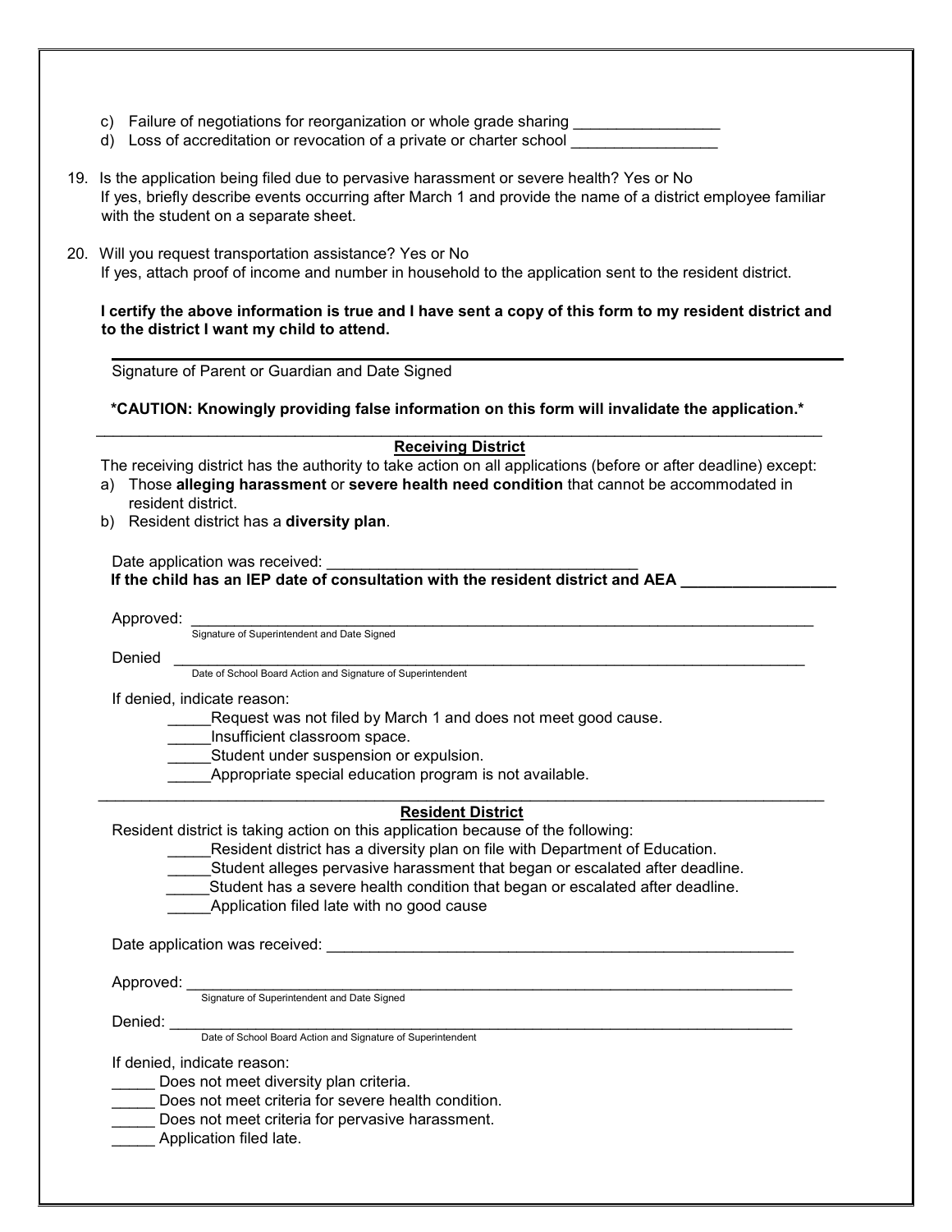c) Failure of negotiations for reorganization or whole grade sharing _________________
d) Loss of accreditation or revocation of a private or charter school _________________

19. Is the application being filed due to pervasive harassment or severe health? Yes or No
    If yes, briefly describe events occurring after March 1 and provide the name of a district employee familiar with the student on a separate sheet.

20. Will you request transportation assistance? Yes or No
    If yes, attach proof of income and number in household to the application sent to the resident district.

**I certify the above information is true and I have sent a copy of this form to my resident district and to the district I want my child to attend.**

_______________________________________________________________________________

Signature of Parent or Guardian and Date Signed

**\*CAUTION: Knowingly providing false information on this form will invalidate the application.\***

## Receiving District

The receiving district has the authority to take action on all applications (before or after deadline) except:

a) Those **alleging harassment** or **severe health need condition** that cannot be accommodated in resident district.
b) Resident district has a **diversity plan**.

Date application was received: _____________________________________

**If the child has an IEP date of consultation with the resident district and AEA __________________**

Approved: _____________________________________________________________________________
Signature of Superintendent and Date Signed

Denied _______________________________________________________________________________
Date of School Board Action and Signature of Superintendent

If denied, indicate reason:

_____Request was not filed by March 1 and does not meet good cause.
_____Insufficient classroom space.
_____Student under suspension or expulsion.
_____Appropriate special education program is not available.

## Resident District

Resident district is taking action on this application because of the following:

_____Resident district has a diversity plan on file with Department of Education.
_____Student alleges pervasive harassment that began or escalated after deadline.
_____Student has a severe health condition that began or escalated after deadline.
_____Application filed late with no good cause

Date application was received: _______________________________________________________

Approved: _____________________________________________________________________________
Signature of Superintendent and Date Signed

Denied: _______________________________________________________________________________
Date of School Board Action and Signature of Superintendent

If denied, indicate reason:

_____ Does not meet diversity plan criteria.
_____ Does not meet criteria for severe health condition.
_____ Does not meet criteria for pervasive harassment.
_____ Application filed late.